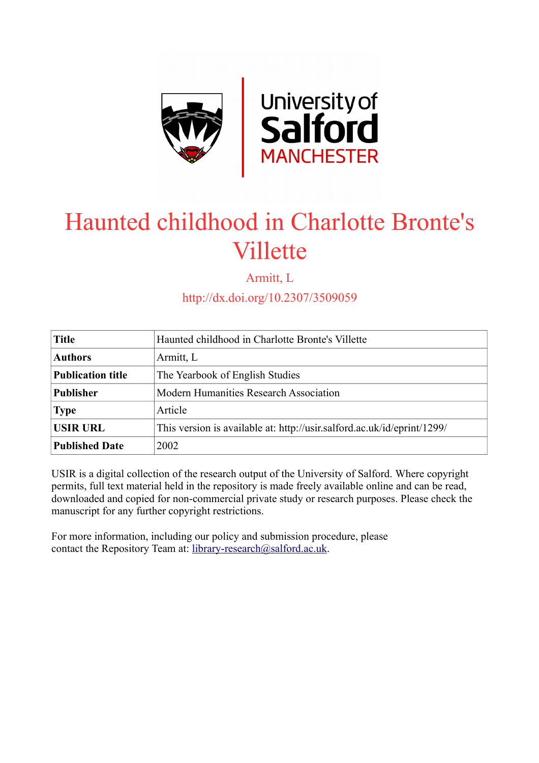# Haunted childhood in Charlotte Bronte's Villette

Armitt, L

http://dx.doi.org/10.2307/3509059

| **Title** | Haunted childhood in Charlotte Bronte's Villette |
|---|---|
| **Authors** | Armitt, L |
| **Publication title** | The Yearbook of English Studies |
| **Publisher** | Modern Humanities Research Association |
| **Type** | Article |
| **USIR URL** | This version is available at: http://usir.salford.ac.uk/id/eprint/1299/ |
| **Published Date** | 2002 |

USIR is a digital collection of the research output of the University of Salford. Where copyright permits, full text material held in the repository is made freely available online and can be read, downloaded and copied for non-commercial private study or research purposes. Please check the manuscript for any further copyright restrictions.

For more information, including our policy and submission procedure, please contact the Repository Team at: library-research@salford.ac.uk.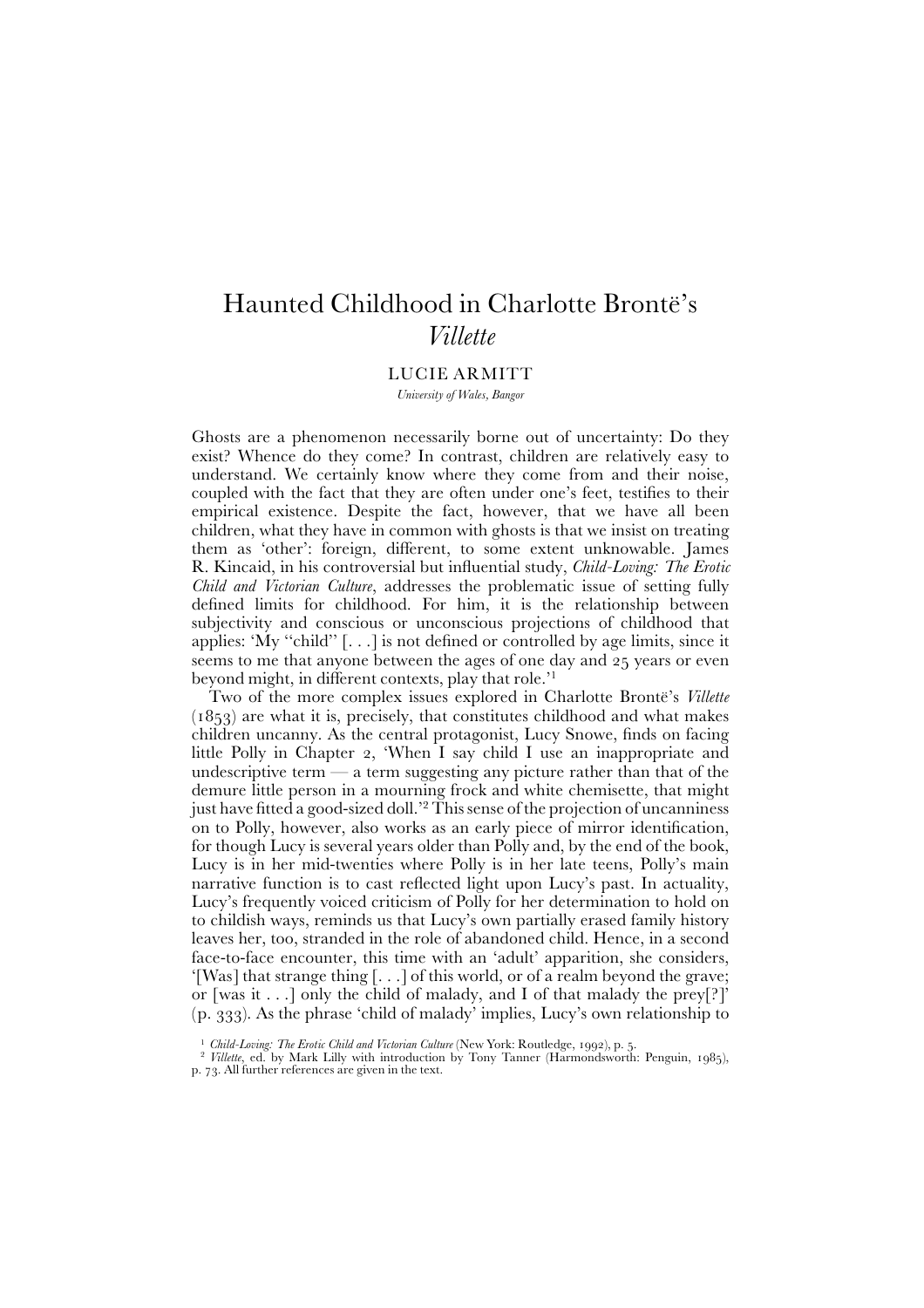# Haunted Childhood in Charlotte Brontë's *Villette*

LUCIE ARMITT

*University of Wales, Bangor*

Ghosts are a phenomenon necessarily borne out of uncertainty: Do they exist? Whence do they come? In contrast, children are relatively easy to understand. We certainly know where they come from and their noise, coupled with the fact that they are often under one's feet, testifies to their empirical existence. Despite the fact, however, that we have all been children, what they have in common with ghosts is that we insist on treating them as 'other': foreign, different, to some extent unknowable. James R. Kincaid, in his controversial but influential study, *Child-Loving: The Erotic Child and Victorian Culture*, addresses the problematic issue of setting fully defined limits for childhood. For him, it is the relationship between subjectivity and conscious or unconscious projections of childhood that applies: 'My "child" [. . .] is not defined or controlled by age limits, since it seems to me that anyone between the ages of one day and 25 years or even beyond might, in different contexts, play that role.'[1]

Two of the more complex issues explored in Charlotte Brontë's *Villette* (1853) are what it is, precisely, that constitutes childhood and what makes children uncanny. As the central protagonist, Lucy Snowe, finds on facing little Polly in Chapter 2, 'When I say child I use an inappropriate and undescriptive term — a term suggesting any picture rather than that of the demure little person in a mourning frock and white chemisette, that might just have fitted a good-sized doll.'[2] This sense of the projection of uncanniness on to Polly, however, also works as an early piece of mirror identification, for though Lucy is several years older than Polly and, by the end of the book, Lucy is in her mid-twenties where Polly is in her late teens, Polly's main narrative function is to cast reflected light upon Lucy's past. In actuality, Lucy's frequently voiced criticism of Polly for her determination to hold on to childish ways, reminds us that Lucy's own partially erased family history leaves her, too, stranded in the role of abandoned child. Hence, in a second face-to-face encounter, this time with an 'adult' apparition, she considers, '[Was] that strange thing [. . .] of this world, or of a realm beyond the grave; or [was it . . .] only the child of malady, and I of that malady the prey[?]' (p. 333). As the phrase 'child of malady' implies, Lucy's own relationship to

[1] *Child-Loving: The Erotic Child and Victorian Culture* (New York: Routledge, 1992), p. 5.

[2] *Villette*, ed. by Mark Lilly with introduction by Tony Tanner (Harmondsworth: Penguin, 1985), p. 73. All further references are given in the text.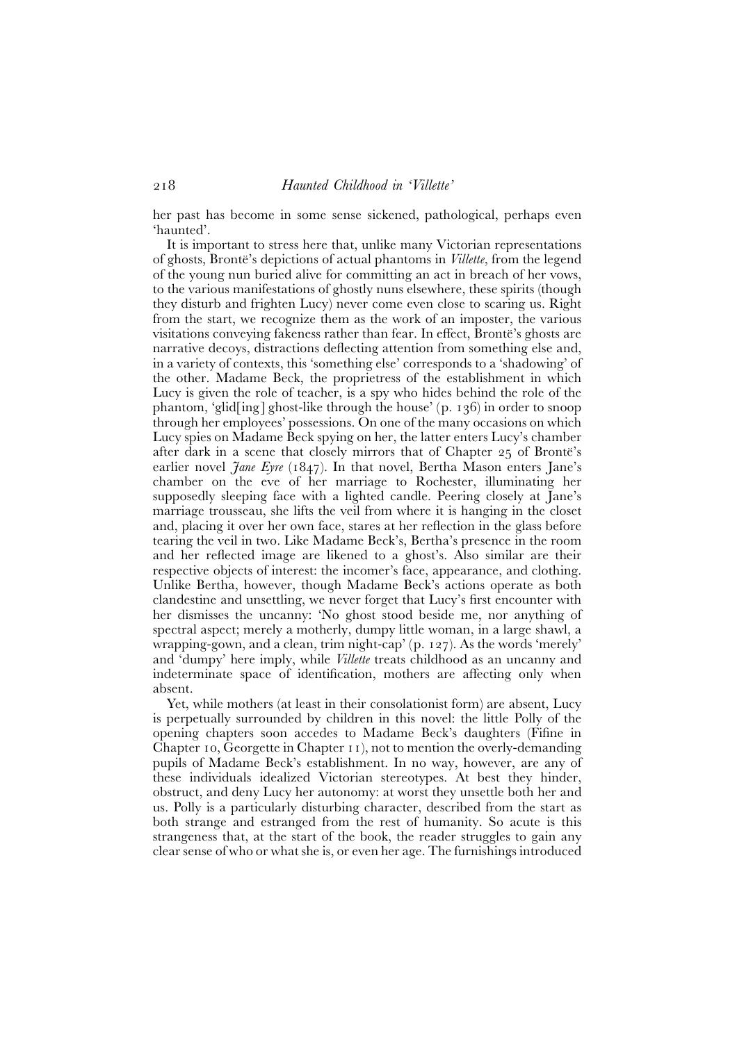her past has become in some sense sickened, pathological, perhaps even 'haunted'.

It is important to stress here that, unlike many Victorian representations of ghosts, Brontë's depictions of actual phantoms in *Villette*, from the legend of the young nun buried alive for committing an act in breach of her vows, to the various manifestations of ghostly nuns elsewhere, these spirits (though they disturb and frighten Lucy) never come even close to scaring us. Right from the start, we recognize them as the work of an imposter, the various visitations conveying fakeness rather than fear. In effect, Brontë's ghosts are narrative decoys, distractions deflecting attention from something else and, in a variety of contexts, this 'something else' corresponds to a 'shadowing' of the other. Madame Beck, the proprietress of the establishment in which Lucy is given the role of teacher, is a spy who hides behind the role of the phantom, 'glid[ing] ghost-like through the house' (p. 136) in order to snoop through her employees' possessions. On one of the many occasions on which Lucy spies on Madame Beck spying on her, the latter enters Lucy's chamber after dark in a scene that closely mirrors that of Chapter 25 of Brontë's earlier novel *Jane Eyre* (1847). In that novel, Bertha Mason enters Jane's chamber on the eve of her marriage to Rochester, illuminating her supposedly sleeping face with a lighted candle. Peering closely at Jane's marriage trousseau, she lifts the veil from where it is hanging in the closet and, placing it over her own face, stares at her reflection in the glass before tearing the veil in two. Like Madame Beck's, Bertha's presence in the room and her reflected image are likened to a ghost's. Also similar are their respective objects of interest: the incomer's face, appearance, and clothing. Unlike Bertha, however, though Madame Beck's actions operate as both clandestine and unsettling, we never forget that Lucy's first encounter with her dismisses the uncanny: 'No ghost stood beside me, nor anything of spectral aspect; merely a motherly, dumpy little woman, in a large shawl, a wrapping-gown, and a clean, trim night-cap' (p. 127). As the words 'merely' and 'dumpy' here imply, while *Villette* treats childhood as an uncanny and indeterminate space of identification, mothers are affecting only when absent.

Yet, while mothers (at least in their consolationist form) are absent, Lucy is perpetually surrounded by children in this novel: the little Polly of the opening chapters soon accedes to Madame Beck's daughters (Fifine in Chapter 10, Georgette in Chapter 11), not to mention the overly-demanding pupils of Madame Beck's establishment. In no way, however, are any of these individuals idealized Victorian stereotypes. At best they hinder, obstruct, and deny Lucy her autonomy: at worst they unsettle both her and us. Polly is a particularly disturbing character, described from the start as both strange and estranged from the rest of humanity. So acute is this strangeness that, at the start of the book, the reader struggles to gain any clear sense of who or what she is, or even her age. The furnishings introduced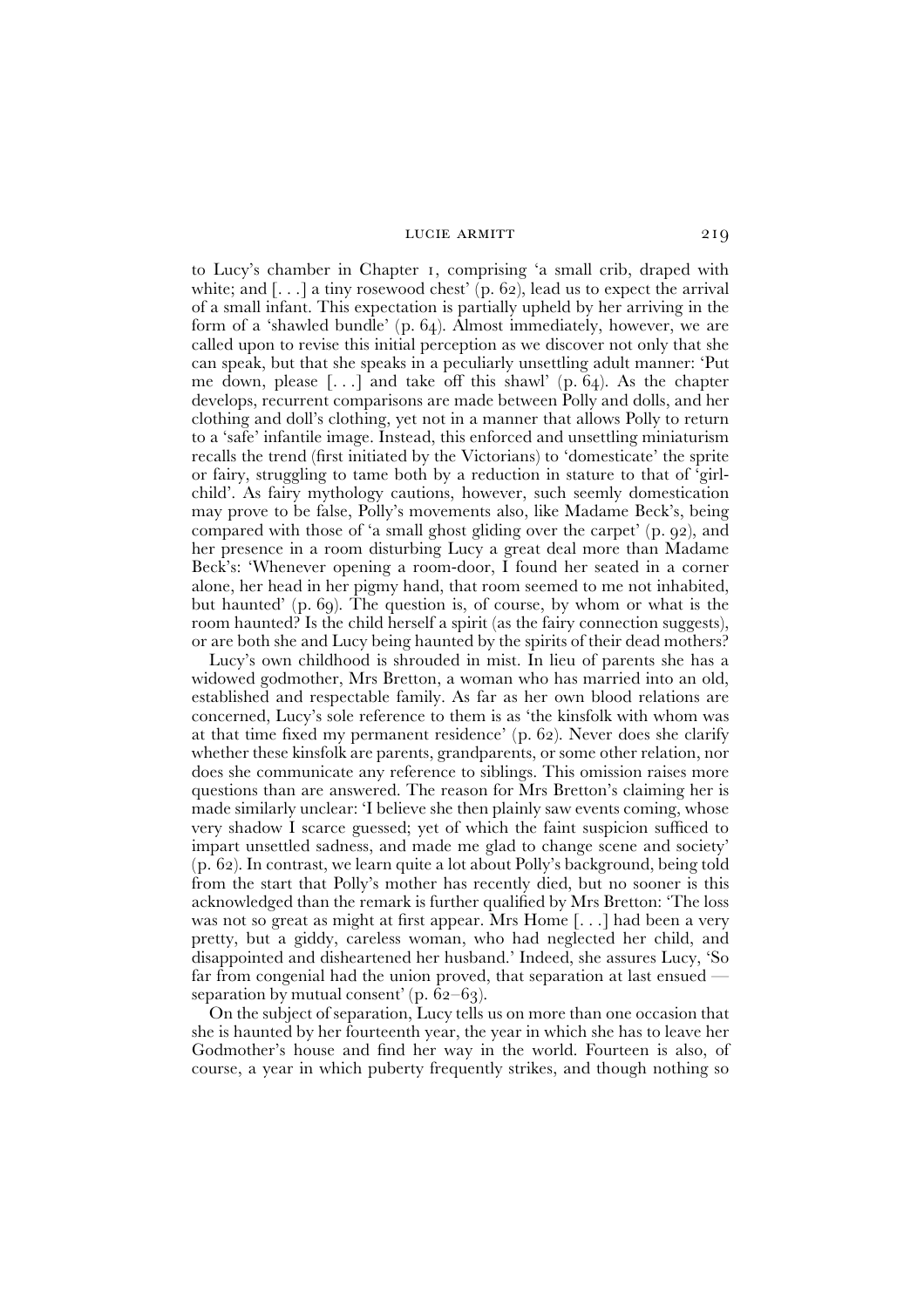to Lucy's chamber in Chapter 1, comprising 'a small crib, draped with white; and [. . .] a tiny rosewood chest' (p. 62), lead us to expect the arrival of a small infant. This expectation is partially upheld by her arriving in the form of a 'shawled bundle' (p. 64). Almost immediately, however, we are called upon to revise this initial perception as we discover not only that she can speak, but that she speaks in a peculiarly unsettling adult manner: 'Put me down, please [. . .] and take off this shawl' (p. 64). As the chapter develops, recurrent comparisons are made between Polly and dolls, and her clothing and doll's clothing, yet not in a manner that allows Polly to return to a 'safe' infantile image. Instead, this enforced and unsettling miniaturism recalls the trend (first initiated by the Victorians) to 'domesticate' the sprite or fairy, struggling to tame both by a reduction in stature to that of 'girl-child'. As fairy mythology cautions, however, such seemly domestication may prove to be false, Polly's movements also, like Madame Beck's, being compared with those of 'a small ghost gliding over the carpet' (p. 92), and her presence in a room disturbing Lucy a great deal more than Madame Beck's: 'Whenever opening a room-door, I found her seated in a corner alone, her head in her pigmy hand, that room seemed to me not inhabited, but haunted' (p. 69). The question is, of course, by whom or what is the room haunted? Is the child herself a spirit (as the fairy connection suggests), or are both she and Lucy being haunted by the spirits of their dead mothers?

Lucy's own childhood is shrouded in mist. In lieu of parents she has a widowed godmother, Mrs Bretton, a woman who has married into an old, established and respectable family. As far as her own blood relations are concerned, Lucy's sole reference to them is as 'the kinsfolk with whom was at that time fixed my permanent residence' (p. 62). Never does she clarify whether these kinsfolk are parents, grandparents, or some other relation, nor does she communicate any reference to siblings. This omission raises more questions than are answered. The reason for Mrs Bretton's claiming her is made similarly unclear: 'I believe she then plainly saw events coming, whose very shadow I scarce guessed; yet of which the faint suspicion sufficed to impart unsettled sadness, and made me glad to change scene and society' (p. 62). In contrast, we learn quite a lot about Polly's background, being told from the start that Polly's mother has recently died, but no sooner is this acknowledged than the remark is further qualified by Mrs Bretton: 'The loss was not so great as might at first appear. Mrs Home [. . .] had been a very pretty, but a giddy, careless woman, who had neglected her child, and disappointed and disheartened her husband.' Indeed, she assures Lucy, 'So far from congenial had the union proved, that separation at last ensued — separation by mutual consent' (p. 62–63).

On the subject of separation, Lucy tells us on more than one occasion that she is haunted by her fourteenth year, the year in which she has to leave her Godmother's house and find her way in the world. Fourteen is also, of course, a year in which puberty frequently strikes, and though nothing so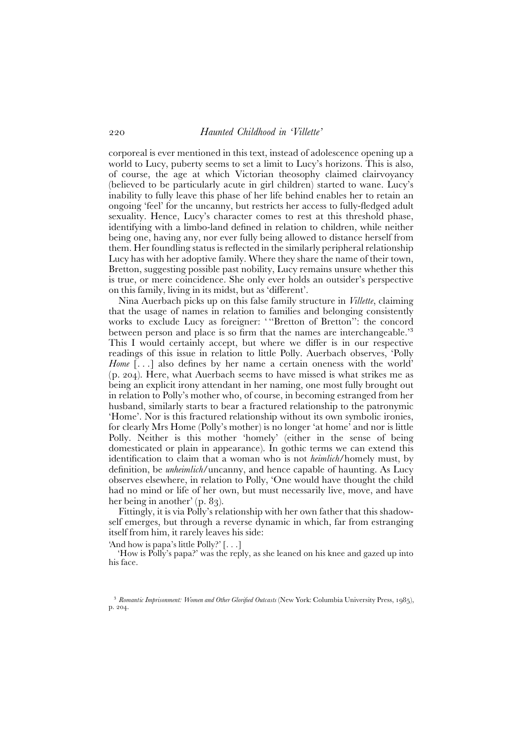corporeal is ever mentioned in this text, instead of adolescence opening up a world to Lucy, puberty seems to set a limit to Lucy's horizons. This is also, of course, the age at which Victorian theosophy claimed clairvoyancy (believed to be particularly acute in girl children) started to wane. Lucy's inability to fully leave this phase of her life behind enables her to retain an ongoing 'feel' for the uncanny, but restricts her access to fully-fledged adult sexuality. Hence, Lucy's character comes to rest at this threshold phase, identifying with a limbo-land defined in relation to children, while neither being one, having any, nor ever fully being allowed to distance herself from them. Her foundling status is reflected in the similarly peripheral relationship Lucy has with her adoptive family. Where they share the name of their town, Bretton, suggesting possible past nobility, Lucy remains unsure whether this is true, or mere coincidence. She only ever holds an outsider's perspective on this family, living in its midst, but as 'different'.

Nina Auerbach picks up on this false family structure in *Villette*, claiming that the usage of names in relation to families and belonging consistently works to exclude Lucy as foreigner: '"Bretton of Bretton": the concord between person and place is so firm that the names are interchangeable.'[3] This I would certainly accept, but where we differ is in our respective readings of this issue in relation to little Polly. Auerbach observes, 'Polly *Home* [. . .] also defines by her name a certain oneness with the world' (p. 204). Here, what Auerbach seems to have missed is what strikes me as being an explicit irony attendant in her naming, one most fully brought out in relation to Polly's mother who, of course, in becoming estranged from her husband, similarly starts to bear a fractured relationship to the patronymic 'Home'. Nor is this fractured relationship without its own symbolic ironies, for clearly Mrs Home (Polly's mother) is no longer 'at home' and nor is little Polly. Neither is this mother 'homely' (either in the sense of being domesticated or plain in appearance). In gothic terms we can extend this identification to claim that a woman who is not *heimlich*/homely must, by definition, be *unheimlich*/uncanny, and hence capable of haunting. As Lucy observes elsewhere, in relation to Polly, 'One would have thought the child had no mind or life of her own, but must necessarily live, move, and have her being in another' (p. 83).

Fittingly, it is via Polly's relationship with her own father that this shadow-self emerges, but through a reverse dynamic in which, far from estranging itself from him, it rarely leaves his side:

> 'And how is papa's little Polly?' [. . .]
>
> 'How is Polly's papa?' was the reply, as she leaned on his knee and gazed up into his face.

[3] *Romantic Imprisonment: Women and Other Glorified Outcasts* (New York: Columbia University Press, 1985), p. 204.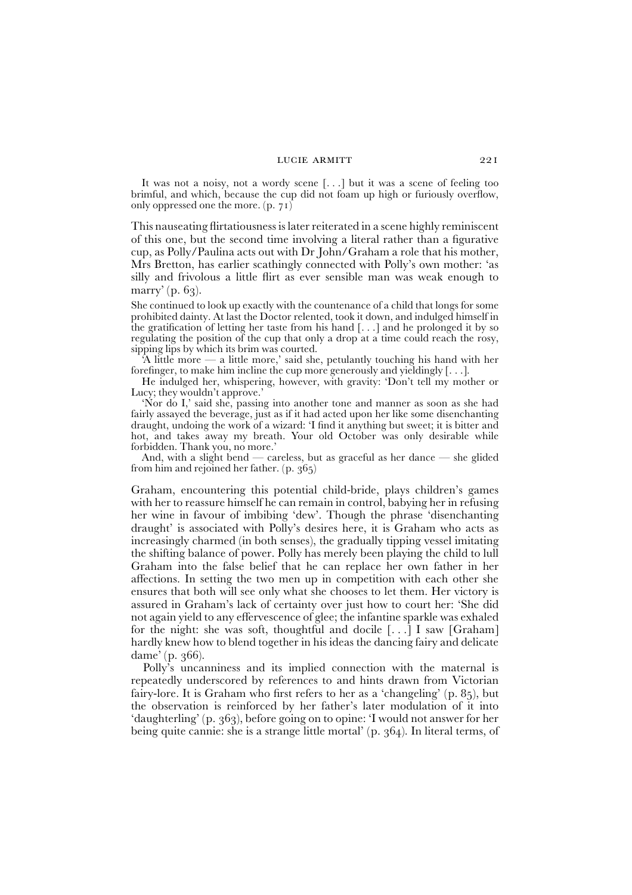It was not a noisy, not a wordy scene [. . .] but it was a scene of feeling too brimful, and which, because the cup did not foam up high or furiously overflow, only oppressed one the more. (p. 71)

This nauseating flirtatiousness is later reiterated in a scene highly reminiscent of this one, but the second time involving a literal rather than a figurative cup, as Polly/Paulina acts out with Dr John/Graham a role that his mother, Mrs Bretton, has earlier scathingly connected with Polly's own mother: 'as silly and frivolous a little flirt as ever sensible man was weak enough to marry' (p. 63).

> She continued to look up exactly with the countenance of a child that longs for some prohibited dainty. At last the Doctor relented, took it down, and indulged himself in the gratification of letting her taste from his hand [. . .] and he prolonged it by so regulating the position of the cup that only a drop at a time could reach the rosy, sipping lips by which its brim was courted.
>
> 'A little more — a little more,' said she, petulantly touching his hand with her forefinger, to make him incline the cup more generously and yieldingly [. . .].
>
> He indulged her, whispering, however, with gravity: 'Don't tell my mother or Lucy; they wouldn't approve.'
>
> 'Nor do I,' said she, passing into another tone and manner as soon as she had fairly assayed the beverage, just as if it had acted upon her like some disenchanting draught, undoing the work of a wizard: 'I find it anything but sweet; it is bitter and hot, and takes away my breath. Your old October was only desirable while forbidden. Thank you, no more.'
>
> And, with a slight bend — careless, but as graceful as her dance — she glided from him and rejoined her father. (p. 365)

Graham, encountering this potential child-bride, plays children's games with her to reassure himself he can remain in control, babying her in refusing her wine in favour of imbibing 'dew'. Though the phrase 'disenchanting draught' is associated with Polly's desires here, it is Graham who acts as increasingly charmed (in both senses), the gradually tipping vessel imitating the shifting balance of power. Polly has merely been playing the child to lull Graham into the false belief that he can replace her own father in her affections. In setting the two men up in competition with each other she ensures that both will see only what she chooses to let them. Her victory is assured in Graham's lack of certainty over just how to court her: 'She did not again yield to any effervescence of glee; the infantine sparkle was exhaled for the night: she was soft, thoughtful and docile [. . .] I saw [Graham] hardly knew how to blend together in his ideas the dancing fairy and delicate dame' (p. 366).

Polly's uncanniness and its implied connection with the maternal is repeatedly underscored by references to and hints drawn from Victorian fairy-lore. It is Graham who first refers to her as a 'changeling' (p. 85), but the observation is reinforced by her father's later modulation of it into 'daughterling' (p. 363), before going on to opine: 'I would not answer for her being quite cannie: she is a strange little mortal' (p. 364). In literal terms, of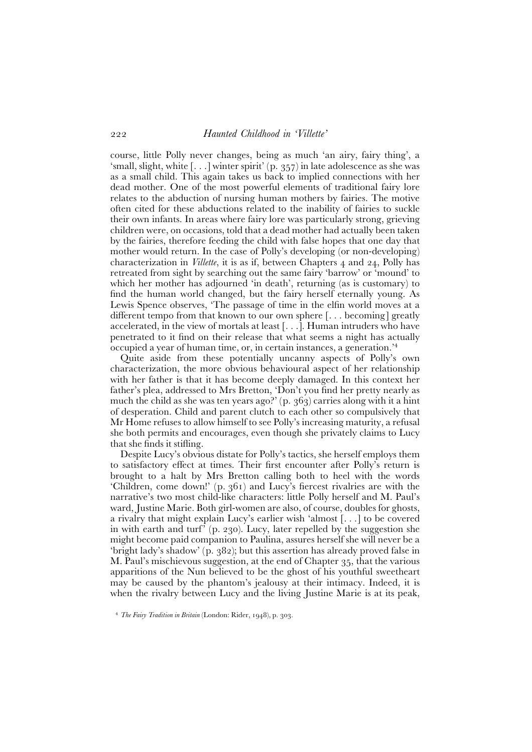course, little Polly never changes, being as much 'an airy, fairy thing', a 'small, slight, white [. . .] winter spirit' (p. 357) in late adolescence as she was as a small child. This again takes us back to implied connections with her dead mother. One of the most powerful elements of traditional fairy lore relates to the abduction of nursing human mothers by fairies. The motive often cited for these abductions related to the inability of fairies to suckle their own infants. In areas where fairy lore was particularly strong, grieving children were, on occasions, told that a dead mother had actually been taken by the fairies, therefore feeding the child with false hopes that one day that mother would return. In the case of Polly's developing (or non-developing) characterization in *Villette*, it is as if, between Chapters 4 and 24, Polly has retreated from sight by searching out the same fairy 'barrow' or 'mound' to which her mother has adjourned 'in death', returning (as is customary) to find the human world changed, but the fairy herself eternally young. As Lewis Spence observes, 'The passage of time in the elfin world moves at a different tempo from that known to our own sphere [. . . becoming] greatly accelerated, in the view of mortals at least [. . .]. Human intruders who have penetrated to it find on their release that what seems a night has actually occupied a year of human time, or, in certain instances, a generation.'[4]

Quite aside from these potentially uncanny aspects of Polly's own characterization, the more obvious behavioural aspect of her relationship with her father is that it has become deeply damaged. In this context her father's plea, addressed to Mrs Bretton, 'Don't you find her pretty nearly as much the child as she was ten years ago?' (p. 363) carries along with it a hint of desperation. Child and parent clutch to each other so compulsively that Mr Home refuses to allow himself to see Polly's increasing maturity, a refusal she both permits and encourages, even though she privately claims to Lucy that she finds it stifling.

Despite Lucy's obvious distate for Polly's tactics, she herself employs them to satisfactory effect at times. Their first encounter after Polly's return is brought to a halt by Mrs Bretton calling both to heel with the words 'Children, come down!' (p. 361) and Lucy's fiercest rivalries are with the narrative's two most child-like characters: little Polly herself and M. Paul's ward, Justine Marie. Both girl-women are also, of course, doubles for ghosts, a rivalry that might explain Lucy's earlier wish 'almost [. . .] to be covered in with earth and turf' (p. 230). Lucy, later repelled by the suggestion she might become paid companion to Paulina, assures herself she will never be a 'bright lady's shadow' (p. 382); but this assertion has already proved false in M. Paul's mischievous suggestion, at the end of Chapter 35, that the various apparitions of the Nun believed to be the ghost of his youthful sweetheart may be caused by the phantom's jealousy at their intimacy. Indeed, it is when the rivalry between Lucy and the living Justine Marie is at its peak,

[4] *The Fairy Tradition in Britain* (London: Rider, 1948), p. 303.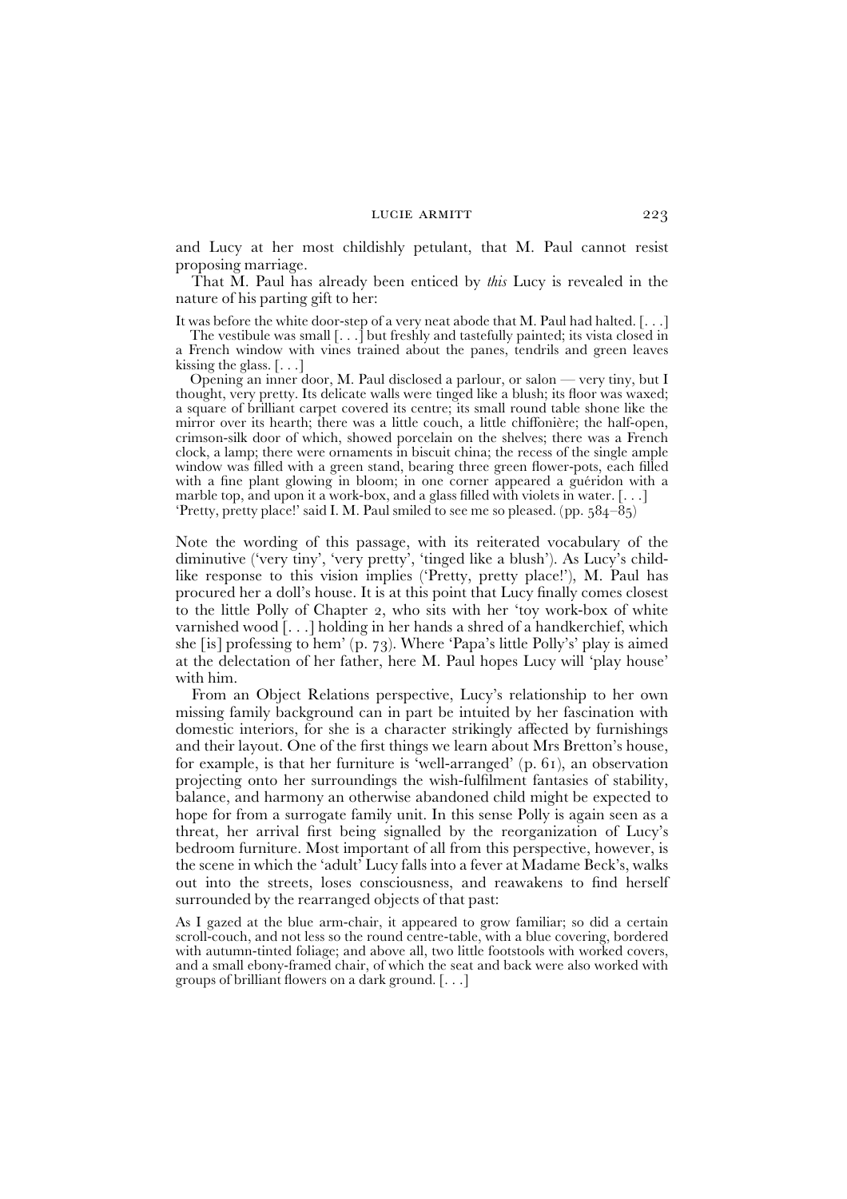and Lucy at her most childishly petulant, that M. Paul cannot resist proposing marriage.

That M. Paul has already been enticed by *this* Lucy is revealed in the nature of his parting gift to her:

> It was before the white door-step of a very neat abode that M. Paul had halted. [. . .]
>
> The vestibule was small [. . .] but freshly and tastefully painted; its vista closed in a French window with vines trained about the panes, tendrils and green leaves kissing the glass. [. . .]
>
> Opening an inner door, M. Paul disclosed a parlour, or salon — very tiny, but I thought, very pretty. Its delicate walls were tinged like a blush; its floor was waxed; a square of brilliant carpet covered its centre; its small round table shone like the mirror over its hearth; there was a little couch, a little chiffonière; the half-open, crimson-silk door of which, showed porcelain on the shelves; there was a French clock, a lamp; there were ornaments in biscuit china; the recess of the single ample window was filled with a green stand, bearing three green flower-pots, each filled with a fine plant glowing in bloom; in one corner appeared a guéridon with a marble top, and upon it a work-box, and a glass filled with violets in water. [. . .] 'Pretty, pretty place!' said I. M. Paul smiled to see me so pleased. (pp. 584–85)

Note the wording of this passage, with its reiterated vocabulary of the diminutive ('very tiny', 'very pretty', 'tinged like a blush'). As Lucy's child-like response to this vision implies ('Pretty, pretty place!'), M. Paul has procured her a doll's house. It is at this point that Lucy finally comes closest to the little Polly of Chapter 2, who sits with her 'toy work-box of white varnished wood [. . .] holding in her hands a shred of a handkerchief, which she [is] professing to hem' (p. 73). Where 'Papa's little Polly's' play is aimed at the delectation of her father, here M. Paul hopes Lucy will 'play house' with him.

From an Object Relations perspective, Lucy's relationship to her own missing family background can in part be intuited by her fascination with domestic interiors, for she is a character strikingly affected by furnishings and their layout. One of the first things we learn about Mrs Bretton's house, for example, is that her furniture is 'well-arranged' (p. 61), an observation projecting onto her surroundings the wish-fulfilment fantasies of stability, balance, and harmony an otherwise abandoned child might be expected to hope for from a surrogate family unit. In this sense Polly is again seen as a threat, her arrival first being signalled by the reorganization of Lucy's bedroom furniture. Most important of all from this perspective, however, is the scene in which the 'adult' Lucy falls into a fever at Madame Beck's, walks out into the streets, loses consciousness, and reawakens to find herself surrounded by the rearranged objects of that past:

> As I gazed at the blue arm-chair, it appeared to grow familiar; so did a certain scroll-couch, and not less so the round centre-table, with a blue covering, bordered with autumn-tinted foliage; and above all, two little footstools with worked covers, and a small ebony-framed chair, of which the seat and back were also worked with groups of brilliant flowers on a dark ground. [. . .]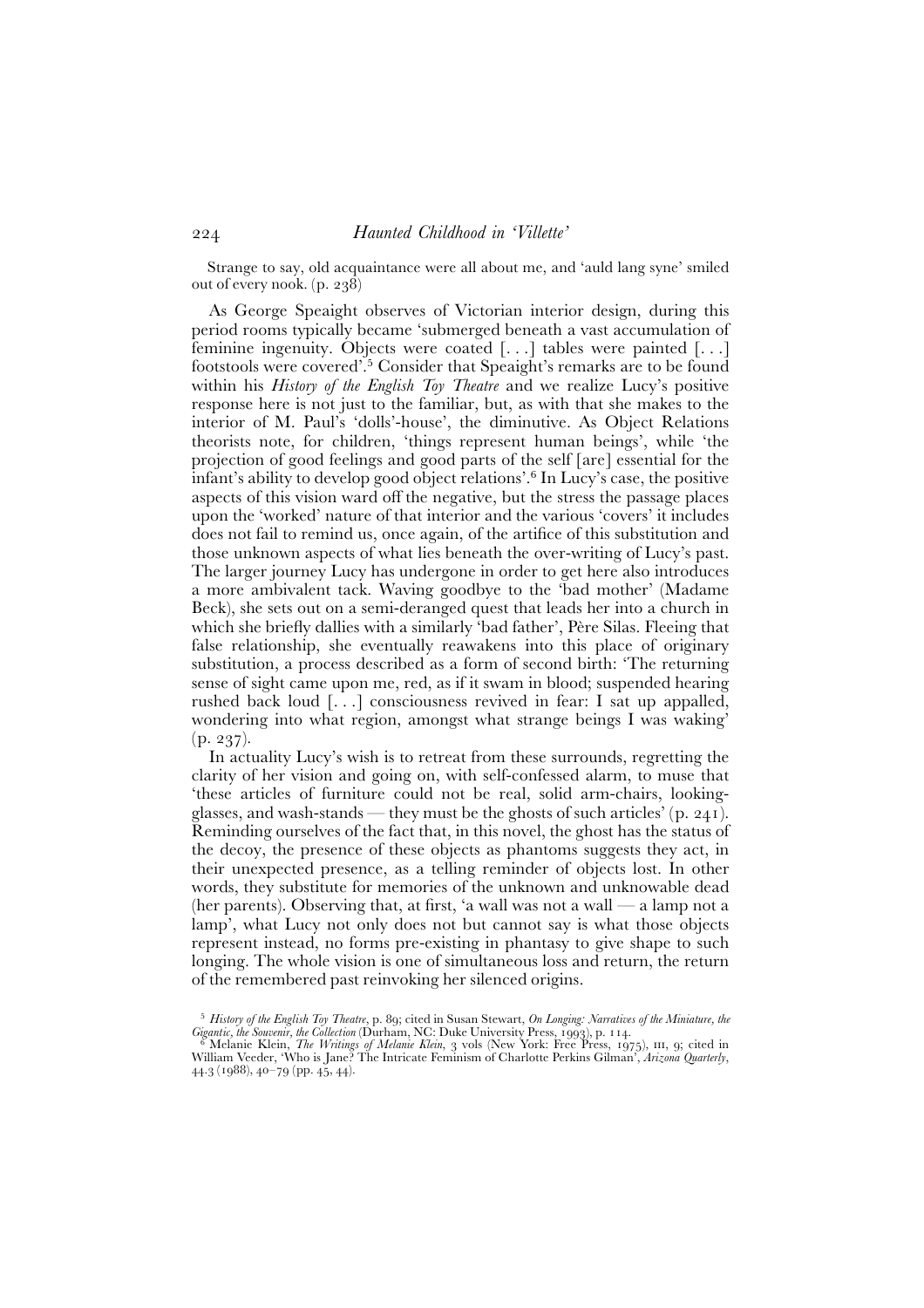Strange to say, old acquaintance were all about me, and 'auld lang syne' smiled out of every nook. (p. 238)

As George Speaight observes of Victorian interior design, during this period rooms typically became 'submerged beneath a vast accumulation of feminine ingenuity. Objects were coated [. . .] tables were painted [. . .] footstools were covered'.[5] Consider that Speaight's remarks are to be found within his *History of the English Toy Theatre* and we realize Lucy's positive response here is not just to the familiar, but, as with that she makes to the interior of M. Paul's 'dolls'-house', the diminutive. As Object Relations theorists note, for children, 'things represent human beings', while 'the projection of good feelings and good parts of the self [are] essential for the infant's ability to develop good object relations'.[6] In Lucy's case, the positive aspects of this vision ward off the negative, but the stress the passage places upon the 'worked' nature of that interior and the various 'covers' it includes does not fail to remind us, once again, of the artifice of this substitution and those unknown aspects of what lies beneath the over-writing of Lucy's past. The larger journey Lucy has undergone in order to get here also introduces a more ambivalent tack. Waving goodbye to the 'bad mother' (Madame Beck), she sets out on a semi-deranged quest that leads her into a church in which she briefly dallies with a similarly 'bad father', Père Silas. Fleeing that false relationship, she eventually reawakens into this place of originary substitution, a process described as a form of second birth: 'The returning sense of sight came upon me, red, as if it swam in blood; suspended hearing rushed back loud [. . .] consciousness revived in fear: I sat up appalled, wondering into what region, amongst what strange beings I was waking' (p. 237).

In actuality Lucy's wish is to retreat from these surrounds, regretting the clarity of her vision and going on, with self-confessed alarm, to muse that 'these articles of furniture could not be real, solid arm-chairs, looking-glasses, and wash-stands — they must be the ghosts of such articles' (p. 241). Reminding ourselves of the fact that, in this novel, the ghost has the status of the decoy, the presence of these objects as phantoms suggests they act, in their unexpected presence, as a telling reminder of objects lost. In other words, they substitute for memories of the unknown and unknowable dead (her parents). Observing that, at first, 'a wall was not a wall — a lamp not a lamp', what Lucy not only does not but cannot say is what those objects represent instead, no forms pre-existing in phantasy to give shape to such longing. The whole vision is one of simultaneous loss and return, the return of the remembered past reinvoking her silenced origins.

[5] *History of the English Toy Theatre*, p. 89; cited in Susan Stewart, *On Longing: Narratives of the Miniature, the Gigantic, the Souvenir, the Collection* (Durham, NC: Duke University Press, 1993), p. 114.

[6] Melanie Klein, *The Writings of Melanie Klein*, 3 vols (New York: Free Press, 1975), III, 9; cited in William Veeder, 'Who is Jane? The Intricate Feminism of Charlotte Perkins Gilman', *Arizona Quarterly*, 44.3 (1988), 40–79 (pp. 45, 44).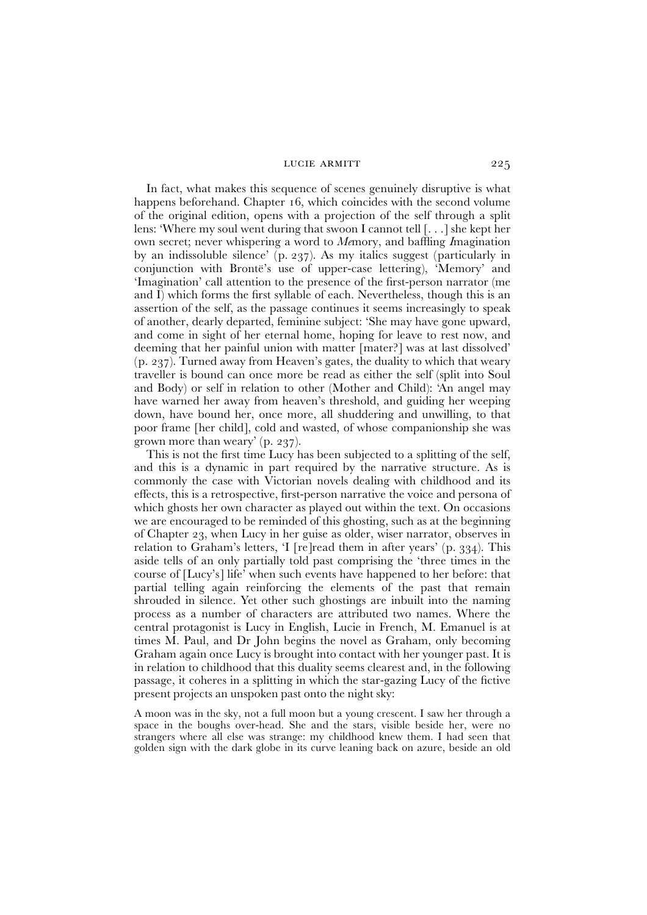In fact, what makes this sequence of scenes genuinely disruptive is what happens beforehand. Chapter 16, which coincides with the second volume of the original edition, opens with a projection of the self through a split lens: 'Where my soul went during that swoon I cannot tell [. . .] she kept her own secret; never whispering a word to *Me*mory, and baffling *I*magination by an indissoluble silence' (p. 237). As my italics suggest (particularly in conjunction with Brontë's use of upper-case lettering), 'Memory' and 'Imagination' call attention to the presence of the first-person narrator (me and I) which forms the first syllable of each. Nevertheless, though this is an assertion of the self, as the passage continues it seems increasingly to speak of another, dearly departed, feminine subject: 'She may have gone upward, and come in sight of her eternal home, hoping for leave to rest now, and deeming that her painful union with matter [mater?] was at last dissolved' (p. 237). Turned away from Heaven's gates, the duality to which that weary traveller is bound can once more be read as either the self (split into Soul and Body) or self in relation to other (Mother and Child): 'An angel may have warned her away from heaven's threshold, and guiding her weeping down, have bound her, once more, all shuddering and unwilling, to that poor frame [her child], cold and wasted, of whose companionship she was grown more than weary' (p. 237).

This is not the first time Lucy has been subjected to a splitting of the self, and this is a dynamic in part required by the narrative structure. As is commonly the case with Victorian novels dealing with childhood and its effects, this is a retrospective, first-person narrative the voice and persona of which ghosts her own character as played out within the text. On occasions we are encouraged to be reminded of this ghosting, such as at the beginning of Chapter 23, when Lucy in her guise as older, wiser narrator, observes in relation to Graham's letters, 'I [re]read them in after years' (p. 334). This aside tells of an only partially told past comprising the 'three times in the course of [Lucy's] life' when such events have happened to her before: that partial telling again reinforcing the elements of the past that remain shrouded in silence. Yet other such ghostings are inbuilt into the naming process as a number of characters are attributed two names. Where the central protagonist is Lucy in English, Lucie in French, M. Emanuel is at times M. Paul, and Dr John begins the novel as Graham, only becoming Graham again once Lucy is brought into contact with her younger past. It is in relation to childhood that this duality seems clearest and, in the following passage, it coheres in a splitting in which the star-gazing Lucy of the fictive present projects an unspoken past onto the night sky:

> A moon was in the sky, not a full moon but a young crescent. I saw her through a space in the boughs over-head. She and the stars, visible beside her, were no strangers where all else was strange: my childhood knew them. I had seen that golden sign with the dark globe in its curve leaning back on azure, beside an old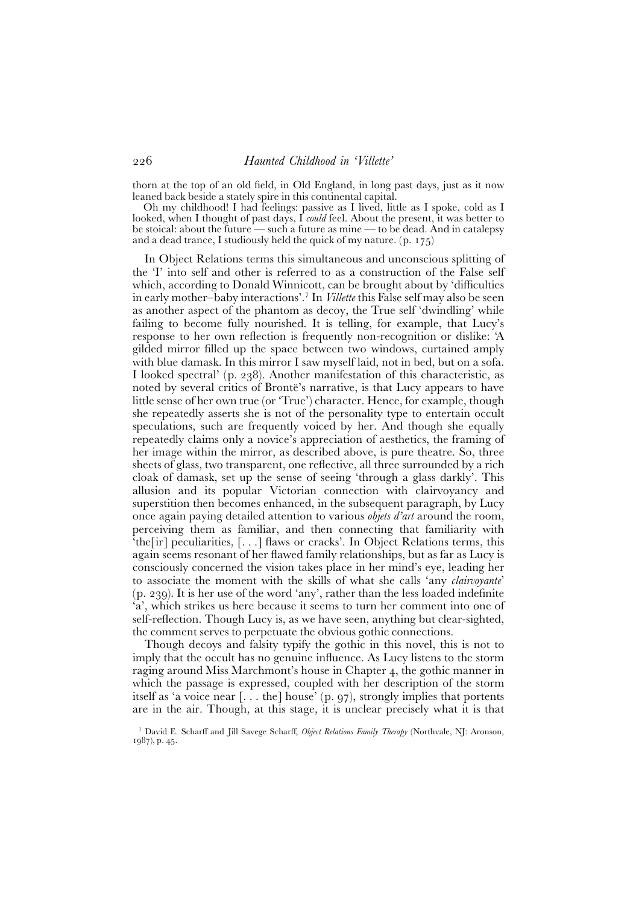thorn at the top of an old field, in Old England, in long past days, just as it now leaned back beside a stately spire in this continental capital.

Oh my childhood! I had feelings: passive as I lived, little as I spoke, cold as I looked, when I thought of past days, I *could* feel. About the present, it was better to be stoical: about the future — such a future as mine — to be dead. And in catalepsy and a dead trance, I studiously held the quick of my nature. (p. 175)

In Object Relations terms this simultaneous and unconscious splitting of the 'I' into self and other is referred to as a construction of the False self which, according to Donald Winnicott, can be brought about by 'difficulties in early mother–baby interactions'.[7] In *Villette* this False self may also be seen as another aspect of the phantom as decoy, the True self 'dwindling' while failing to become fully nourished. It is telling, for example, that Lucy's response to her own reflection is frequently non-recognition or dislike: 'A gilded mirror filled up the space between two windows, curtained amply with blue damask. In this mirror I saw myself laid, not in bed, but on a sofa. I looked spectral' (p. 238). Another manifestation of this characteristic, as noted by several critics of Brontë's narrative, is that Lucy appears to have little sense of her own true (or 'True') character. Hence, for example, though she repeatedly asserts she is not of the personality type to entertain occult speculations, such are frequently voiced by her. And though she equally repeatedly claims only a novice's appreciation of aesthetics, the framing of her image within the mirror, as described above, is pure theatre. So, three sheets of glass, two transparent, one reflective, all three surrounded by a rich cloak of damask, set up the sense of seeing 'through a glass darkly'. This allusion and its popular Victorian connection with clairvoyancy and superstition then becomes enhanced, in the subsequent paragraph, by Lucy once again paying detailed attention to various *objets d'art* around the room, perceiving them as familiar, and then connecting that familiarity with 'the[ir] peculiarities, [. . .] flaws or cracks'. In Object Relations terms, this again seems resonant of her flawed family relationships, but as far as Lucy is consciously concerned the vision takes place in her mind's eye, leading her to associate the moment with the skills of what she calls 'any *clairvoyante*' (p. 239). It is her use of the word 'any', rather than the less loaded indefinite 'a', which strikes us here because it seems to turn her comment into one of self-reflection. Though Lucy is, as we have seen, anything but clear-sighted, the comment serves to perpetuate the obvious gothic connections.

Though decoys and falsity typify the gothic in this novel, this is not to imply that the occult has no genuine influence. As Lucy listens to the storm raging around Miss Marchmont's house in Chapter 4, the gothic manner in which the passage is expressed, coupled with her description of the storm itself as 'a voice near [. . . the] house' (p. 97), strongly implies that portents are in the air. Though, at this stage, it is unclear precisely what it is that

[7] David E. Scharff and Jill Savege Scharff, *Object Relations Family Therapy* (Northvale, NJ: Aronson, 1987), p. 45.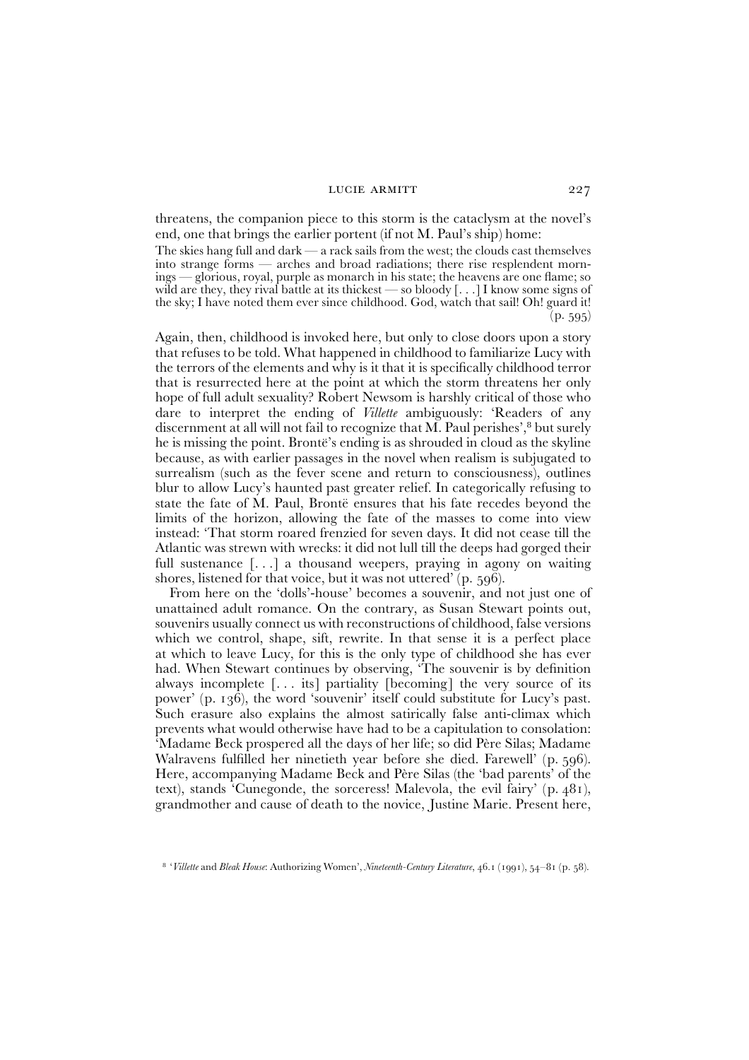threatens, the companion piece to this storm is the cataclysm at the novel's end, one that brings the earlier portent (if not M. Paul's ship) home:

> The skies hang full and dark — a rack sails from the west; the clouds cast themselves into strange forms — arches and broad radiations; there rise resplendent mornings — glorious, royal, purple as monarch in his state; the heavens are one flame; so wild are they, they rival battle at its thickest — so bloody [. . .] I know some signs of the sky; I have noted them ever since childhood. God, watch that sail! Oh! guard it! (p. 595)

Again, then, childhood is invoked here, but only to close doors upon a story that refuses to be told. What happened in childhood to familiarize Lucy with the terrors of the elements and why is it that it is specifically childhood terror that is resurrected here at the point at which the storm threatens her only hope of full adult sexuality? Robert Newsom is harshly critical of those who dare to interpret the ending of *Villette* ambiguously: 'Readers of any discernment at all will not fail to recognize that M. Paul perishes',[8] but surely he is missing the point. Brontë's ending is as shrouded in cloud as the skyline because, as with earlier passages in the novel when realism is subjugated to surrealism (such as the fever scene and return to consciousness), outlines blur to allow Lucy's haunted past greater relief. In categorically refusing to state the fate of M. Paul, Brontë ensures that his fate recedes beyond the limits of the horizon, allowing the fate of the masses to come into view instead: 'That storm roared frenzied for seven days. It did not cease till the Atlantic was strewn with wrecks: it did not lull till the deeps had gorged their full sustenance [. . .] a thousand weepers, praying in agony on waiting shores, listened for that voice, but it was not uttered' (p. 596).

From here on the 'dolls'-house' becomes a souvenir, and not just one of unattained adult romance. On the contrary, as Susan Stewart points out, souvenirs usually connect us with reconstructions of childhood, false versions which we control, shape, sift, rewrite. In that sense it is a perfect place at which to leave Lucy, for this is the only type of childhood she has ever had. When Stewart continues by observing, 'The souvenir is by definition always incomplete [. . . its] partiality [becoming] the very source of its power' (p. 136), the word 'souvenir' itself could substitute for Lucy's past. Such erasure also explains the almost satirically false anti-climax which prevents what would otherwise have had to be a capitulation to consolation: 'Madame Beck prospered all the days of her life; so did Père Silas; Madame Walravens fulfilled her ninetieth year before she died. Farewell' (p. 596). Here, accompanying Madame Beck and Père Silas (the 'bad parents' of the text), stands 'Cunegonde, the sorceress! Malevola, the evil fairy' (p. 481), grandmother and cause of death to the novice, Justine Marie. Present here,

[8] '*Villette* and *Bleak House*: Authorizing Women', *Nineteenth-Century Literature*, 46.1 (1991), 54–81 (p. 58).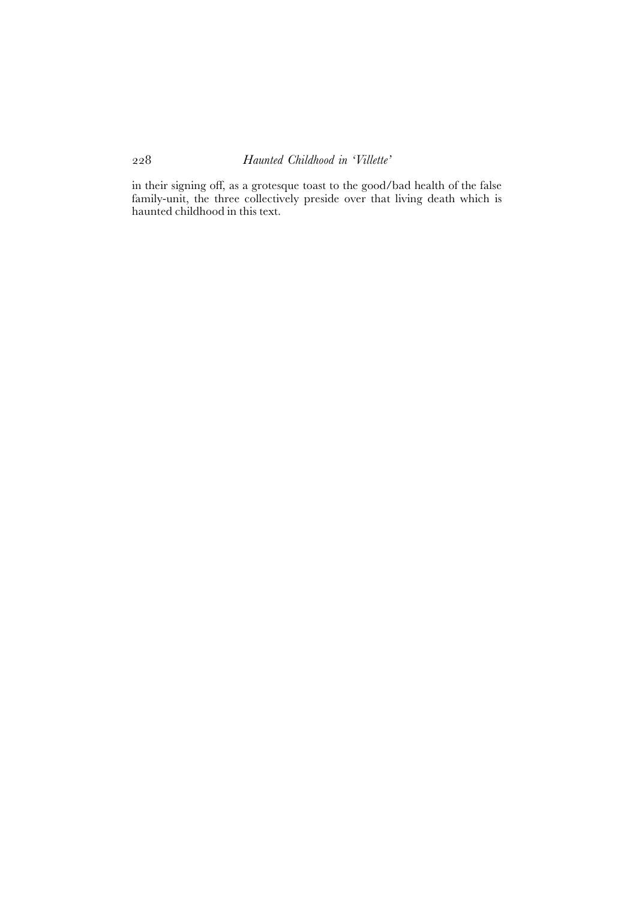in their signing off, as a grotesque toast to the good/bad health of the false family-unit, the three collectively preside over that living death which is haunted childhood in this text.